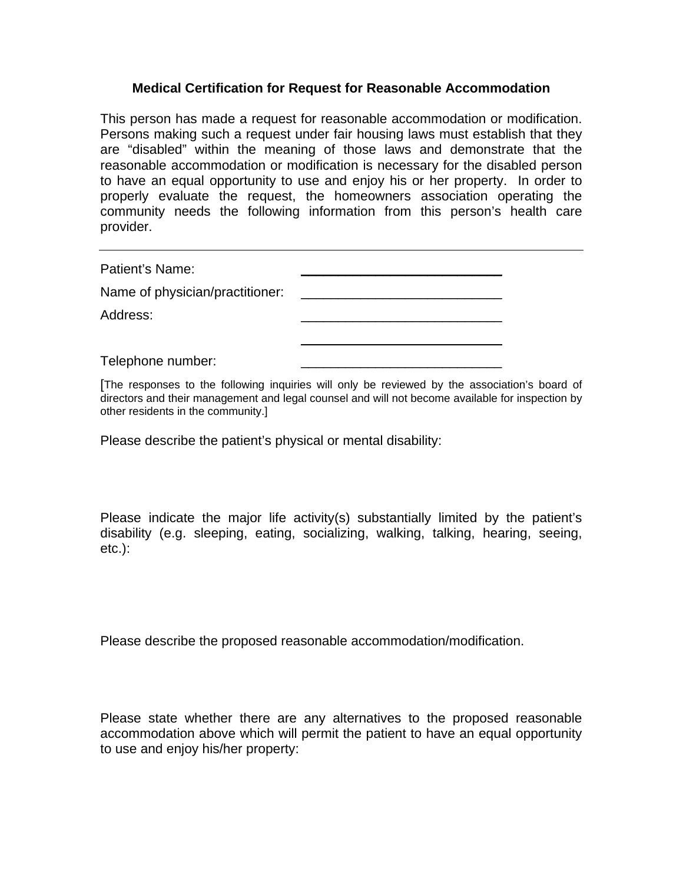**Medical Certification for Request for Reasonable Accommodation**

This person has made a request for reasonable accommodation or modification. Persons making such a request under fair housing laws must establish that they are “disabled” within the meaning of those laws and demonstrate that the reasonable accommodation or modification is necessary for the disabled person to have an equal opportunity to use and enjoy his or her property. In order to properly evaluate the request, the homeowners association operating the community needs the following information from this person’s health care provider.

---

Patient’s Name: ___________________________

Name of physician/practitioner: ___________________________

Address: ___________________________

___________________________

Telephone number: ___________________________

[The responses to the following inquiries will only be reviewed by the association’s board of directors and their management and legal counsel and will not become available for inspection by other residents in the community.]

Please describe the patient’s physical or mental disability:

Please indicate the major life activity(s) substantially limited by the patient’s disability (e.g. sleeping, eating, socializing, walking, talking, hearing, seeing, etc.):

Please describe the proposed reasonable accommodation/modification.

Please state whether there are any alternatives to the proposed reasonable accommodation above which will permit the patient to have an equal opportunity to use and enjoy his/her property: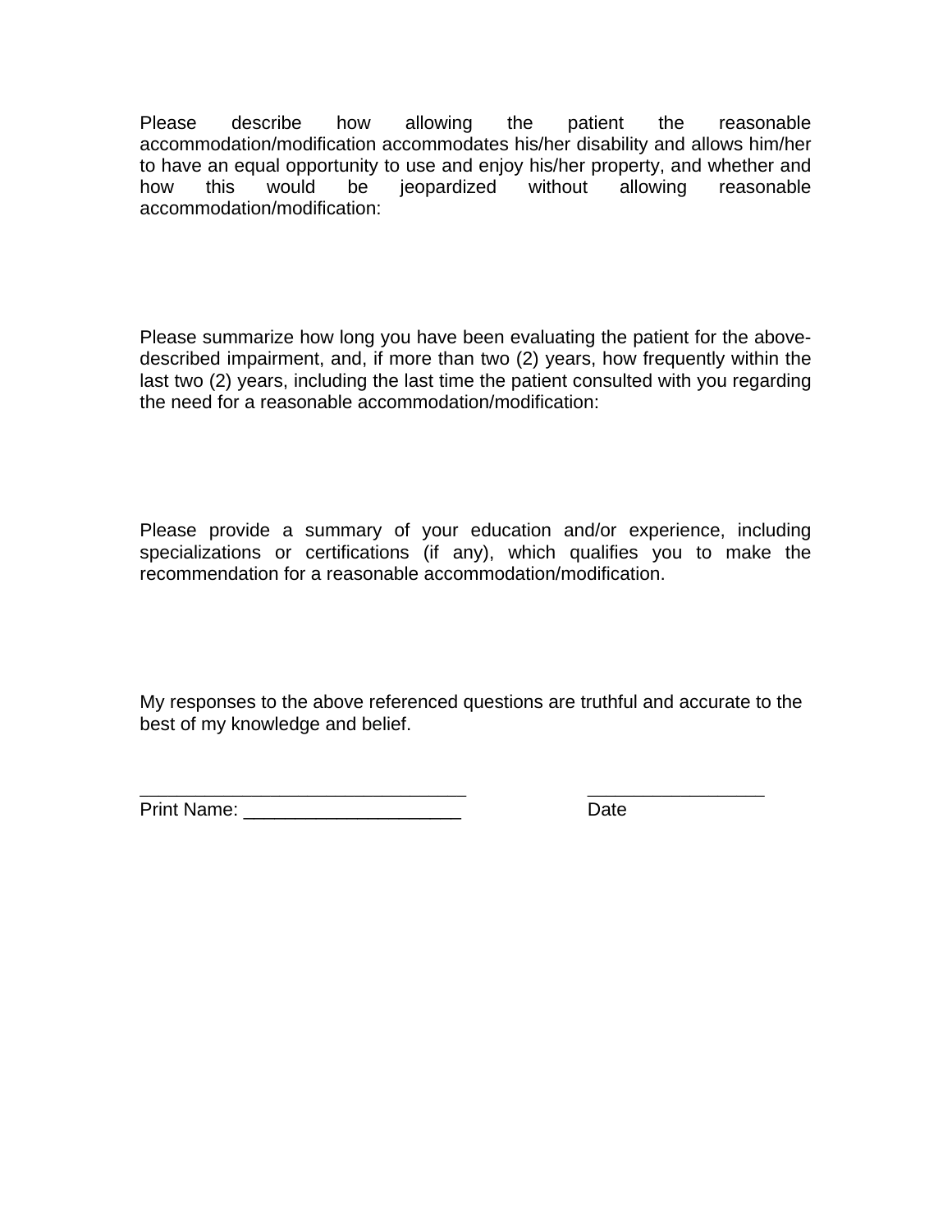Please describe how allowing the patient the reasonable accommodation/modification accommodates his/her disability and allows him/her to have an equal opportunity to use and enjoy his/her property, and whether and how this would be jeopardized without allowing reasonable accommodation/modification:

Please summarize how long you have been evaluating the patient for the above-described impairment, and, if more than two (2) years, how frequently within the last two (2) years, including the last time the patient consulted with you regarding the need for a reasonable accommodation/modification:

Please provide a summary of your education and/or experience, including specializations or certifications (if any), which qualifies you to make the recommendation for a reasonable accommodation/modification.

My responses to the above referenced questions are truthful and accurate to the best of my knowledge and belief.

_________________________________ _________________

Print Name: _____________________ Date